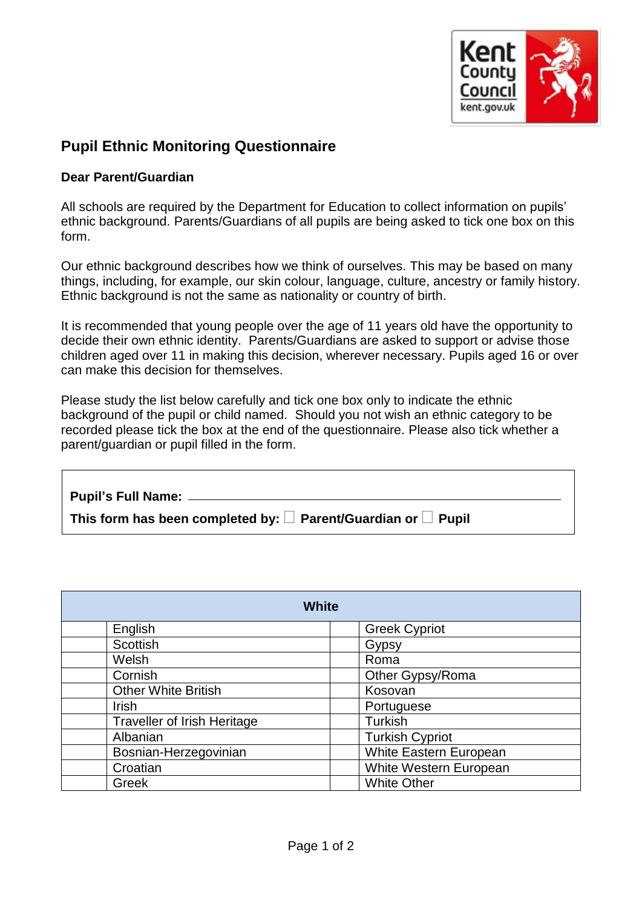# Pupil Ethnic Monitoring Questionnaire

**Dear Parent/Guardian**

All schools are required by the Department for Education to collect information on pupils' ethnic background. Parents/Guardians of all pupils are being asked to tick one box on this form.

Our ethnic background describes how we think of ourselves. This may be based on many things, including, for example, our skin colour, language, culture, ancestry or family history. Ethnic background is not the same as nationality or country of birth.

It is recommended that young people over the age of 11 years old have the opportunity to decide their own ethnic identity. Parents/Guardians are asked to support or advise those children aged over 11 in making this decision, wherever necessary. Pupils aged 16 or over can make this decision for themselves.

Please study the list below carefully and tick one box only to indicate the ethnic background of the pupil or child named. Should you not wish an ethnic category to be recorded please tick the box at the end of the questionnaire. Please also tick whether a parent/guardian or pupil filled in the form.

**Pupil's Full Name:** ______________________________

**This form has been completed by:** ☐ **Parent/Guardian or** ☐ **Pupil**

| | **White** | | |
|---|---|---|---|
| | English | | Greek Cypriot |
| | Scottish | | Gypsy |
| | Welsh | | Roma |
| | Cornish | | Other Gypsy/Roma |
| | Other White British | | Kosovan |
| | Irish | | Portuguese |
| | Traveller of Irish Heritage | | Turkish |
| | Albanian | | Turkish Cypriot |
| | Bosnian-Herzegovinian | | White Eastern European |
| | Croatian | | White Western European |
| | Greek | | White Other |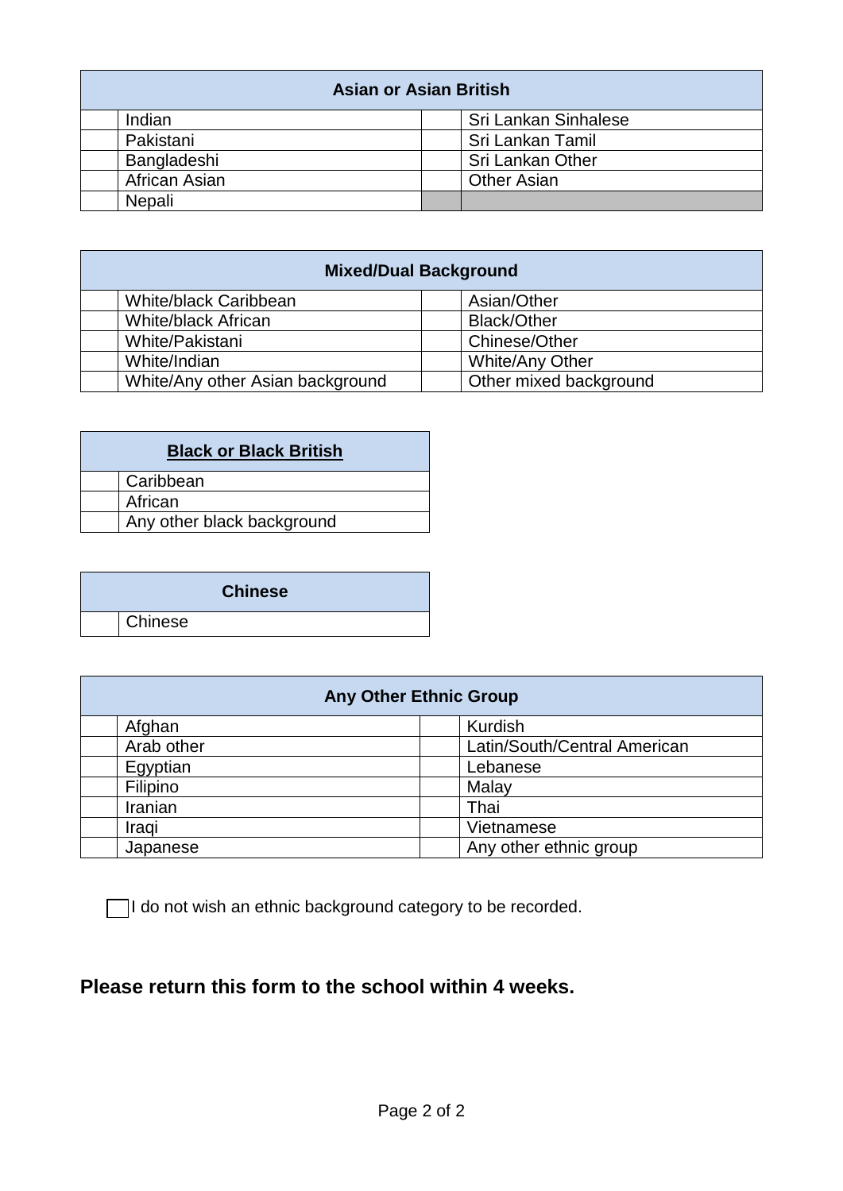| Asian or Asian British | | | |
|---|---|---|---|
| | Indian | | Sri Lankan Sinhalese |
| | Pakistani | | Sri Lankan Tamil |
| | Bangladeshi | | Sri Lankan Other |
| | African Asian | | Other Asian |
| | Nepali | | |

| Mixed/Dual Background | | | |
|---|---|---|---|
| | White/black Caribbean | | Asian/Other |
| | White/black African | | Black/Other |
| | White/Pakistani | | Chinese/Other |
| | White/Indian | | White/Any Other |
| | White/Any other Asian background | | Other mixed background |

| Black or Black British | |
|---|---|
| | Caribbean |
| | African |
| | Any other black background |

| Chinese | |
|---|---|
| | Chinese |

| Any Other Ethnic Group | | | |
|---|---|---|---|
| | Afghan | | Kurdish |
| | Arab other | | Latin/South/Central American |
| | Egyptian | | Lebanese |
| | Filipino | | Malay |
| | Iranian | | Thai |
| | Iraqi | | Vietnamese |
| | Japanese | | Any other ethnic group |

☐ I do not wish an ethnic background category to be recorded.

**Please return this form to the school within 4 weeks.**